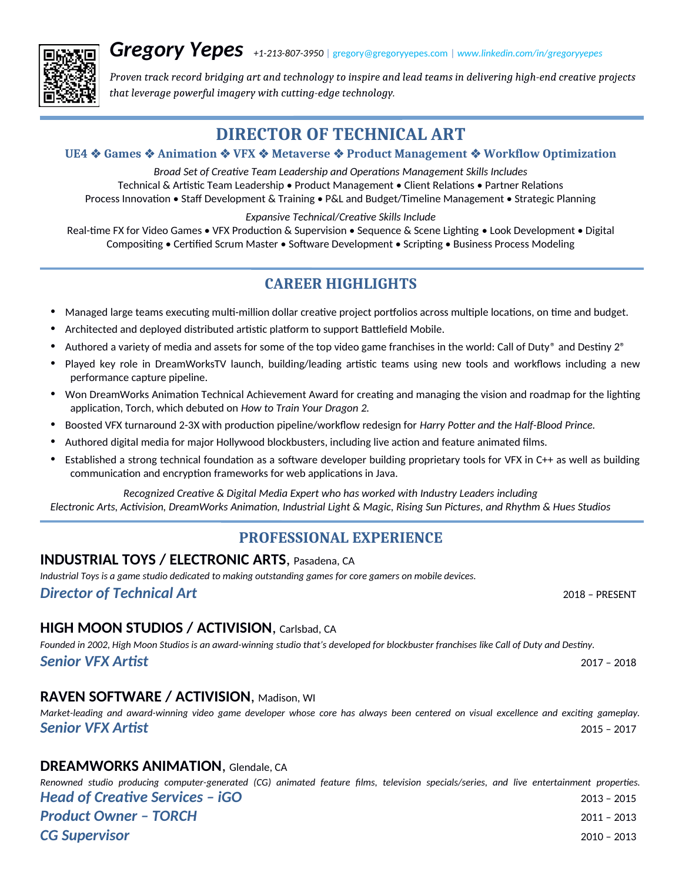# Gregory Yepes

+1-213-807-3950 | gregory@gregoryyepes.com | www.linkedin.com/in/gregoryyepes

*Proven track record bridging art and technology to inspire and lead teams in delivering high-end creative projects that leverage powerful imagery with cutting-edge technology.*

## DIRECTOR OF TECHNICAL ART

**UE4 ❖ Games ❖ Animation ❖ VFX ❖ Metaverse ❖ Product Management ❖ Workflow Optimization**

*Broad Set of Creative Team Leadership and Operations Management Skills Includes*

Technical & Artistic Team Leadership • Product Management • Client Relations • Partner Relations
Process Innovation • Staff Development & Training • P&L and Budget/Timeline Management • Strategic Planning

*Expansive Technical/Creative Skills Include*

Real-time FX for Video Games • VFX Production & Supervision • Sequence & Scene Lighting • Look Development • Digital Compositing • Certified Scrum Master • Software Development • Scripting • Business Process Modeling

## CAREER HIGHLIGHTS

- Managed large teams executing multi-million dollar creative project portfolios across multiple locations, on time and budget.
- Architected and deployed distributed artistic platform to support Battlefield Mobile.
- Authored a variety of media and assets for some of the top video game franchises in the world: Call of Duty® and Destiny 2®
- Played key role in DreamWorksTV launch, building/leading artistic teams using new tools and workflows including a new performance capture pipeline.
- Won DreamWorks Animation Technical Achievement Award for creating and managing the vision and roadmap for the lighting application, Torch, which debuted on *How to Train Your Dragon 2.*
- Boosted VFX turnaround 2-3X with production pipeline/workflow redesign for *Harry Potter and the Half-Blood Prince.*
- Authored digital media for major Hollywood blockbusters, including live action and feature animated films.
- Established a strong technical foundation as a software developer building proprietary tools for VFX in C++ as well as building communication and encryption frameworks for web applications in Java.

*Recognized Creative & Digital Media Expert who has worked with Industry Leaders including*
*Electronic Arts, Activision, DreamWorks Animation, Industrial Light & Magic, Rising Sun Pictures, and Rhythm & Hues Studios*

## PROFESSIONAL EXPERIENCE

### INDUSTRIAL TOYS / ELECTRONIC ARTS, Pasadena, CA

*Industrial Toys is a game studio dedicated to making outstanding games for core gamers on mobile devices.*

***Director of Technical Art*** — 2018 – PRESENT

### HIGH MOON STUDIOS / ACTIVISION, Carlsbad, CA

*Founded in 2002, High Moon Studios is an award-winning studio that's developed for blockbuster franchises like Call of Duty and Destiny.*

***Senior VFX Artist*** — 2017 – 2018

### RAVEN SOFTWARE / ACTIVISION, Madison, WI

*Market-leading and award-winning video game developer whose core has always been centered on visual excellence and exciting gameplay.*

***Senior VFX Artist*** — 2015 – 2017

### DREAMWORKS ANIMATION, Glendale, CA

*Renowned studio producing computer-generated (CG) animated feature films, television specials/series, and live entertainment properties.*

***Head of Creative Services – iGO*** — 2013 – 2015

***Product Owner – TORCH*** — 2011 – 2013

***CG Supervisor*** — 2010 – 2013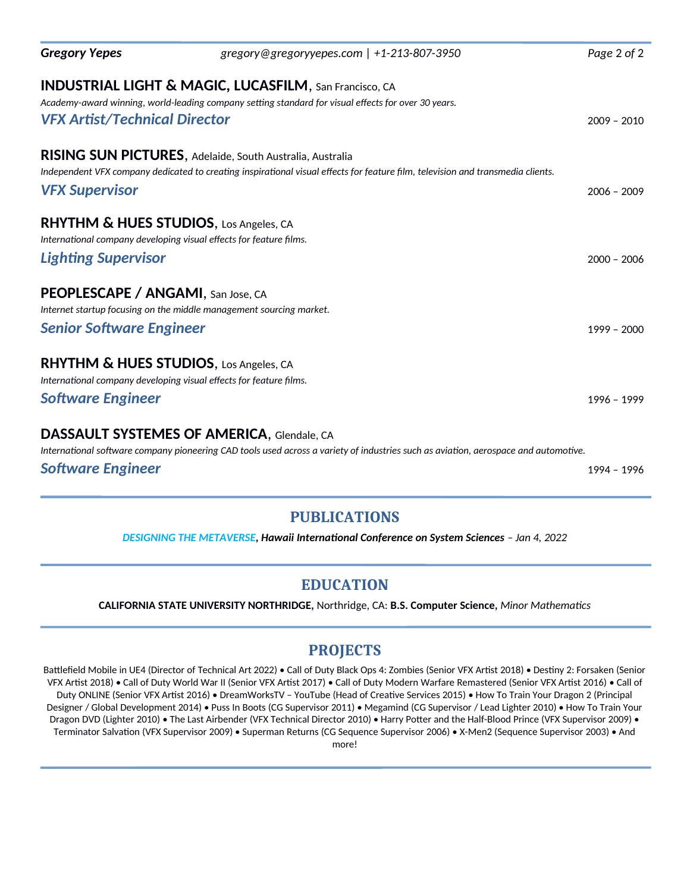**INDUSTRIAL LIGHT & MAGIC, LUCASFILM**, San Francisco, CA

*Academy-award winning, world-leading company setting standard for visual effects for over 30 years.*

***VFX Artist/Technical Director*** 2009 – 2010

**RISING SUN PICTURES**, Adelaide, South Australia, Australia

*Independent VFX company dedicated to creating inspirational visual effects for feature film, television and transmedia clients.*

***VFX Supervisor*** 2006 – 2009

**RHYTHM & HUES STUDIOS**, Los Angeles, CA

*International company developing visual effects for feature films.*

***Lighting Supervisor*** 2000 – 2006

**PEOPLESCAPE / ANGAMI**, San Jose, CA

*Internet startup focusing on the middle management sourcing market.*

***Senior Software Engineer*** 1999 – 2000

**RHYTHM & HUES STUDIOS**, Los Angeles, CA

*International company developing visual effects for feature films.*

***Software Engineer*** 1996 – 1999

**DASSAULT SYSTEMES OF AMERICA**, Glendale, CA

*International software company pioneering CAD tools used across a variety of industries such as aviation, aerospace and automotive.*

***Software Engineer*** 1994 – 1996

## PUBLICATIONS

*DESIGNING THE METAVERSE*, ***Hawaii International Conference on System Sciences*** *– Jan 4, 2022*

## EDUCATION

**CALIFORNIA STATE UNIVERSITY NORTHRIDGE,** Northridge, CA: **B.S. Computer Science,** *Minor Mathematics*

## PROJECTS

Battlefield Mobile in UE4 (Director of Technical Art 2022) • Call of Duty Black Ops 4: Zombies (Senior VFX Artist 2018) • Destiny 2: Forsaken (Senior VFX Artist 2018) • Call of Duty World War II (Senior VFX Artist 2017) • Call of Duty Modern Warfare Remastered (Senior VFX Artist 2016) • Call of Duty ONLINE (Senior VFX Artist 2016) • DreamWorksTV – YouTube (Head of Creative Services 2015) • How To Train Your Dragon 2 (Principal Designer / Global Development 2014) • Puss In Boots (CG Supervisor 2011) • Megamind (CG Supervisor / Lead Lighter 2010) • How To Train Your Dragon DVD (Lighter 2010) • The Last Airbender (VFX Technical Director 2010) • Harry Potter and the Half-Blood Prince (VFX Supervisor 2009) • Terminator Salvation (VFX Supervisor 2009) • Superman Returns (CG Sequence Supervisor 2006) • X-Men2 (Sequence Supervisor 2003) • And more!